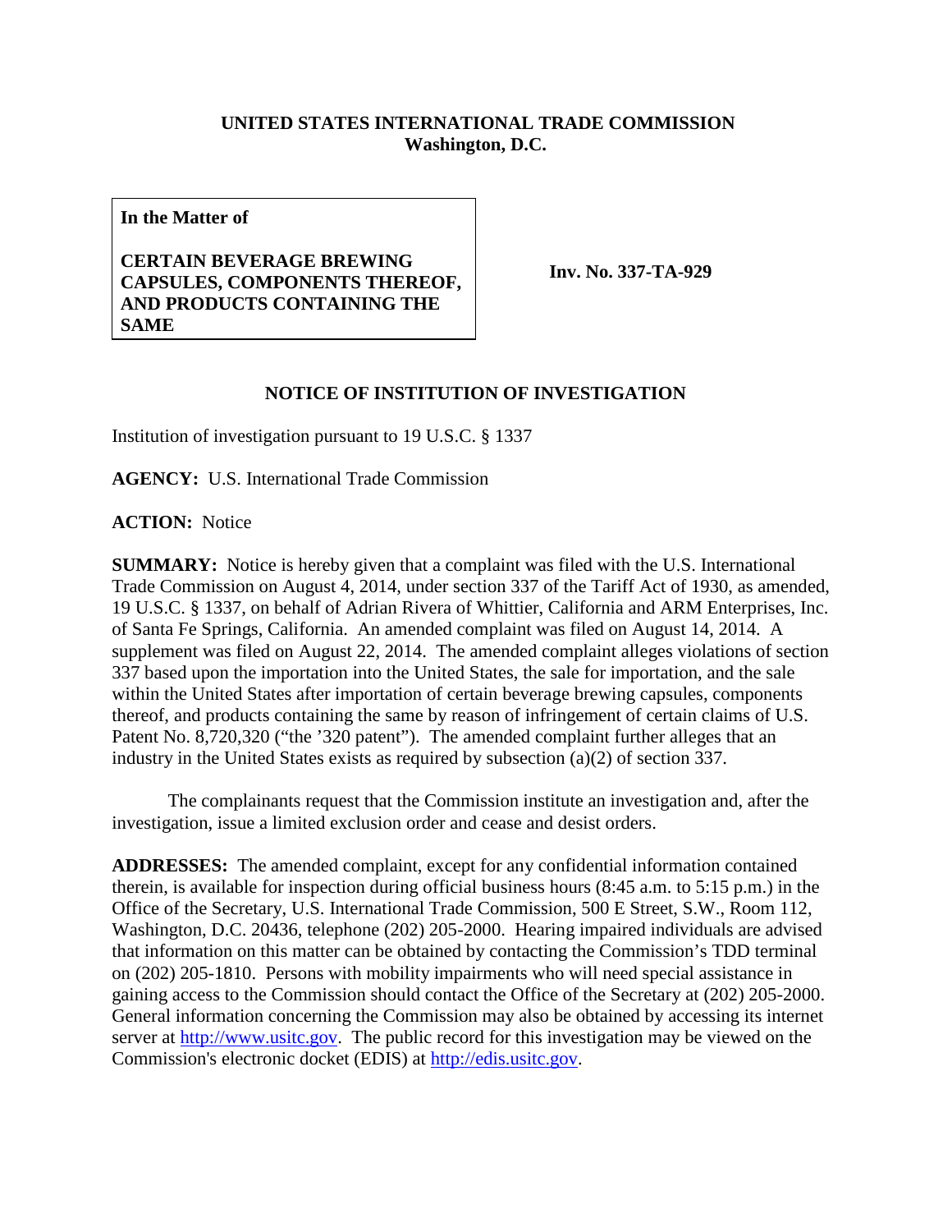**UNITED STATES INTERNATIONAL TRADE COMMISSION**
**Washington, D.C.**

| **In the Matter of**<br><br>**CERTAIN BEVERAGE BREWING CAPSULES, COMPONENTS THEREOF, AND PRODUCTS CONTAINING THE SAME** | **Inv. No. 337-TA-929** |
|---|---|

## NOTICE OF INSTITUTION OF INVESTIGATION

Institution of investigation pursuant to 19 U.S.C. § 1337

**AGENCY:** U.S. International Trade Commission

**ACTION:** Notice

**SUMMARY:** Notice is hereby given that a complaint was filed with the U.S. International Trade Commission on August 4, 2014, under section 337 of the Tariff Act of 1930, as amended, 19 U.S.C. § 1337, on behalf of Adrian Rivera of Whittier, California and ARM Enterprises, Inc. of Santa Fe Springs, California. An amended complaint was filed on August 14, 2014. A supplement was filed on August 22, 2014. The amended complaint alleges violations of section 337 based upon the importation into the United States, the sale for importation, and the sale within the United States after importation of certain beverage brewing capsules, components thereof, and products containing the same by reason of infringement of certain claims of U.S. Patent No. 8,720,320 ("the '320 patent"). The amended complaint further alleges that an industry in the United States exists as required by subsection (a)(2) of section 337.

The complainants request that the Commission institute an investigation and, after the investigation, issue a limited exclusion order and cease and desist orders.

**ADDRESSES:** The amended complaint, except for any confidential information contained therein, is available for inspection during official business hours (8:45 a.m. to 5:15 p.m.) in the Office of the Secretary, U.S. International Trade Commission, 500 E Street, S.W., Room 112, Washington, D.C. 20436, telephone (202) 205-2000. Hearing impaired individuals are advised that information on this matter can be obtained by contacting the Commission's TDD terminal on (202) 205-1810. Persons with mobility impairments who will need special assistance in gaining access to the Commission should contact the Office of the Secretary at (202) 205-2000. General information concerning the Commission may also be obtained by accessing its internet server at http://www.usitc.gov. The public record for this investigation may be viewed on the Commission's electronic docket (EDIS) at http://edis.usitc.gov.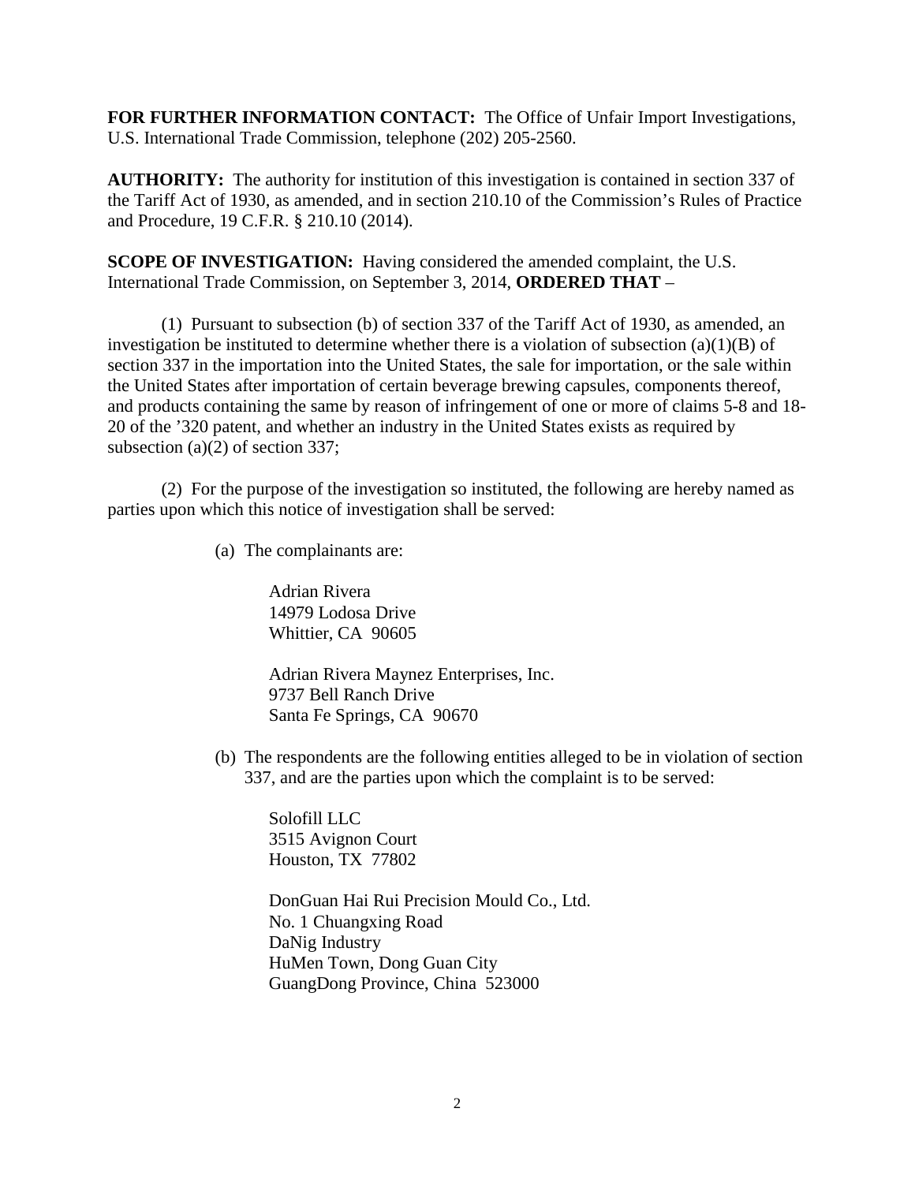**FOR FURTHER INFORMATION CONTACT:** The Office of Unfair Import Investigations, U.S. International Trade Commission, telephone (202) 205-2560.

**AUTHORITY:** The authority for institution of this investigation is contained in section 337 of the Tariff Act of 1930, as amended, and in section 210.10 of the Commission's Rules of Practice and Procedure, 19 C.F.R. § 210.10 (2014).

**SCOPE OF INVESTIGATION:** Having considered the amended complaint, the U.S. International Trade Commission, on September 3, 2014, **ORDERED THAT** –

(1) Pursuant to subsection (b) of section 337 of the Tariff Act of 1930, as amended, an investigation be instituted to determine whether there is a violation of subsection (a)(1)(B) of section 337 in the importation into the United States, the sale for importation, or the sale within the United States after importation of certain beverage brewing capsules, components thereof, and products containing the same by reason of infringement of one or more of claims 5-8 and 18-20 of the '320 patent, and whether an industry in the United States exists as required by subsection (a)(2) of section 337;

(2) For the purpose of the investigation so instituted, the following are hereby named as parties upon which this notice of investigation shall be served:

(a) The complainants are:

Adrian Rivera
14979 Lodosa Drive
Whittier, CA 90605

Adrian Rivera Maynez Enterprises, Inc.
9737 Bell Ranch Drive
Santa Fe Springs, CA 90670

(b) The respondents are the following entities alleged to be in violation of section 337, and are the parties upon which the complaint is to be served:

Solofill LLC
3515 Avignon Court
Houston, TX 77802

DonGuan Hai Rui Precision Mould Co., Ltd.
No. 1 Chuangxing Road
DaNig Industry
HuMen Town, Dong Guan City
GuangDong Province, China 523000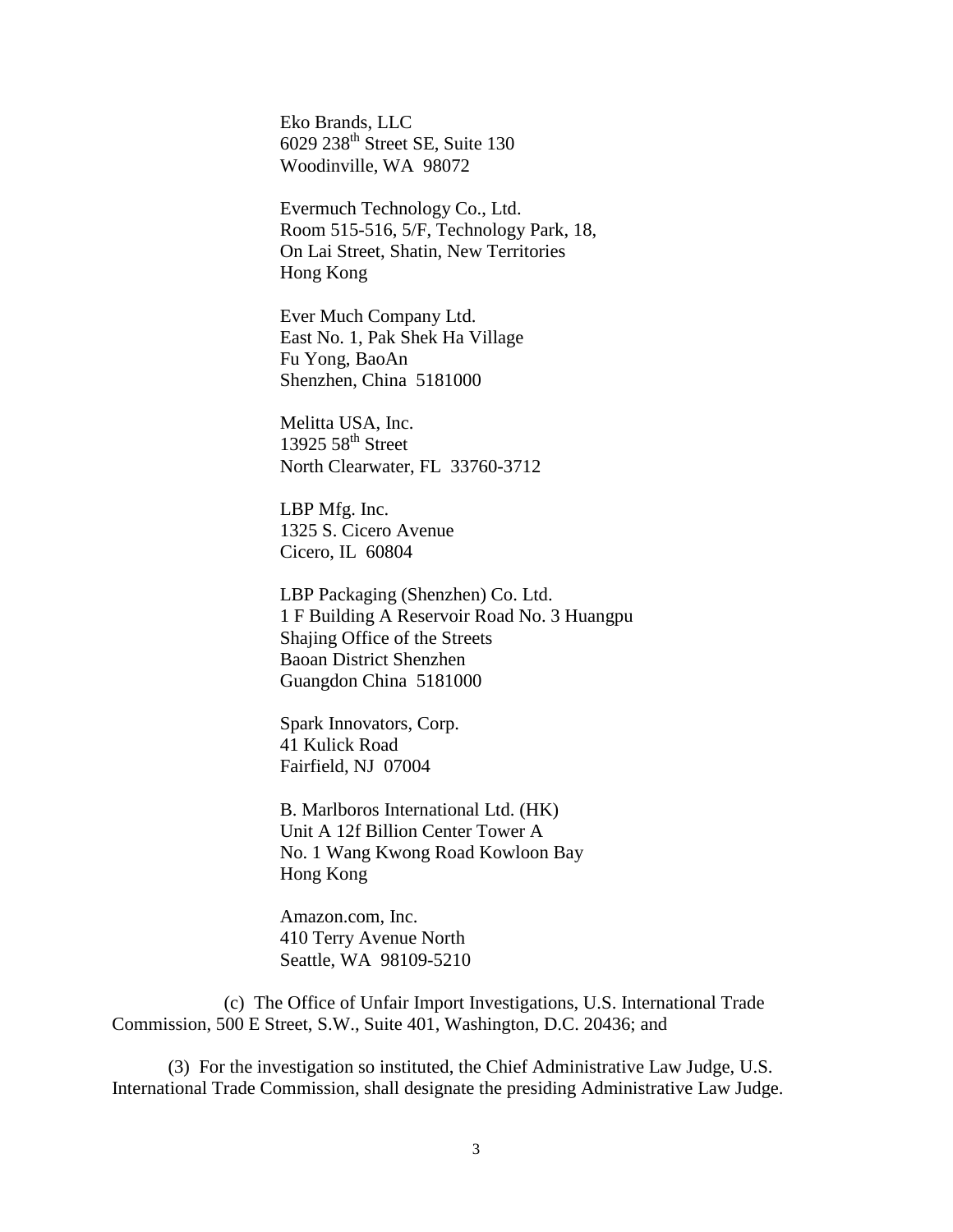Eko Brands, LLC
6029 238th Street SE, Suite 130
Woodinville, WA 98072

Evermuch Technology Co., Ltd.
Room 515-516, 5/F, Technology Park, 18,
On Lai Street, Shatin, New Territories
Hong Kong

Ever Much Company Ltd.
East No. 1, Pak Shek Ha Village
Fu Yong, BaoAn
Shenzhen, China 5181000

Melitta USA, Inc.
13925 58th Street
North Clearwater, FL 33760-3712

LBP Mfg. Inc.
1325 S. Cicero Avenue
Cicero, IL 60804

LBP Packaging (Shenzhen) Co. Ltd.
1 F Building A Reservoir Road No. 3 Huangpu
Shajing Office of the Streets
Baoan District Shenzhen
Guangdon China 5181000

Spark Innovators, Corp.
41 Kulick Road
Fairfield, NJ 07004

B. Marlboros International Ltd. (HK)
Unit A 12f Billion Center Tower A
No. 1 Wang Kwong Road Kowloon Bay
Hong Kong

Amazon.com, Inc.
410 Terry Avenue North
Seattle, WA 98109-5210

(c) The Office of Unfair Import Investigations, U.S. International Trade Commission, 500 E Street, S.W., Suite 401, Washington, D.C. 20436; and

(3) For the investigation so instituted, the Chief Administrative Law Judge, U.S. International Trade Commission, shall designate the presiding Administrative Law Judge.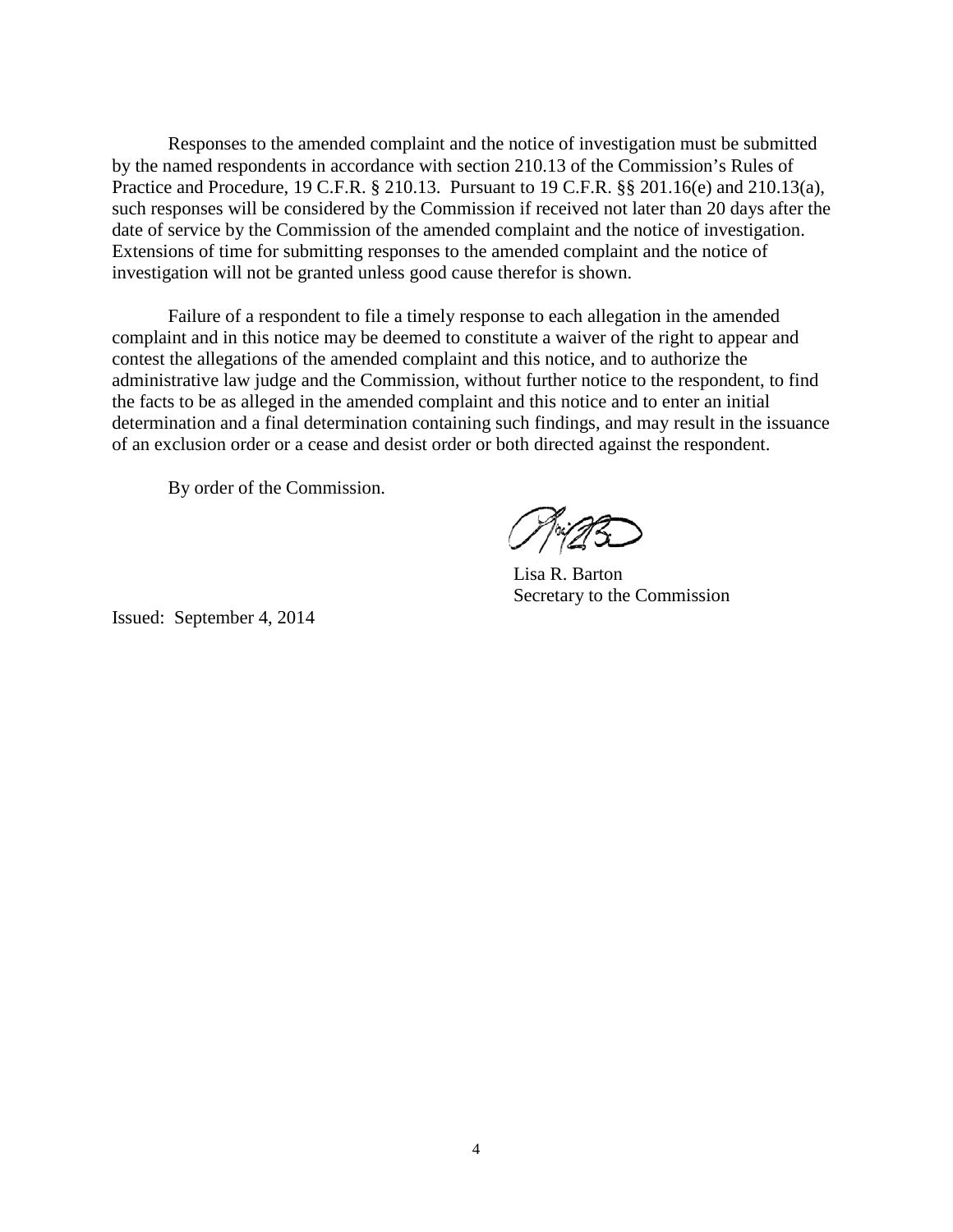Responses to the amended complaint and the notice of investigation must be submitted by the named respondents in accordance with section 210.13 of the Commission's Rules of Practice and Procedure, 19 C.F.R. § 210.13. Pursuant to 19 C.F.R. §§ 201.16(e) and 210.13(a), such responses will be considered by the Commission if received not later than 20 days after the date of service by the Commission of the amended complaint and the notice of investigation. Extensions of time for submitting responses to the amended complaint and the notice of investigation will not be granted unless good cause therefor is shown.

Failure of a respondent to file a timely response to each allegation in the amended complaint and in this notice may be deemed to constitute a waiver of the right to appear and contest the allegations of the amended complaint and this notice, and to authorize the administrative law judge and the Commission, without further notice to the respondent, to find the facts to be as alleged in the amended complaint and this notice and to enter an initial determination and a final determination containing such findings, and may result in the issuance of an exclusion order or a cease and desist order or both directed against the respondent.

By order of the Commission.

Lisa R. Barton
Secretary to the Commission

Issued: September 4, 2014